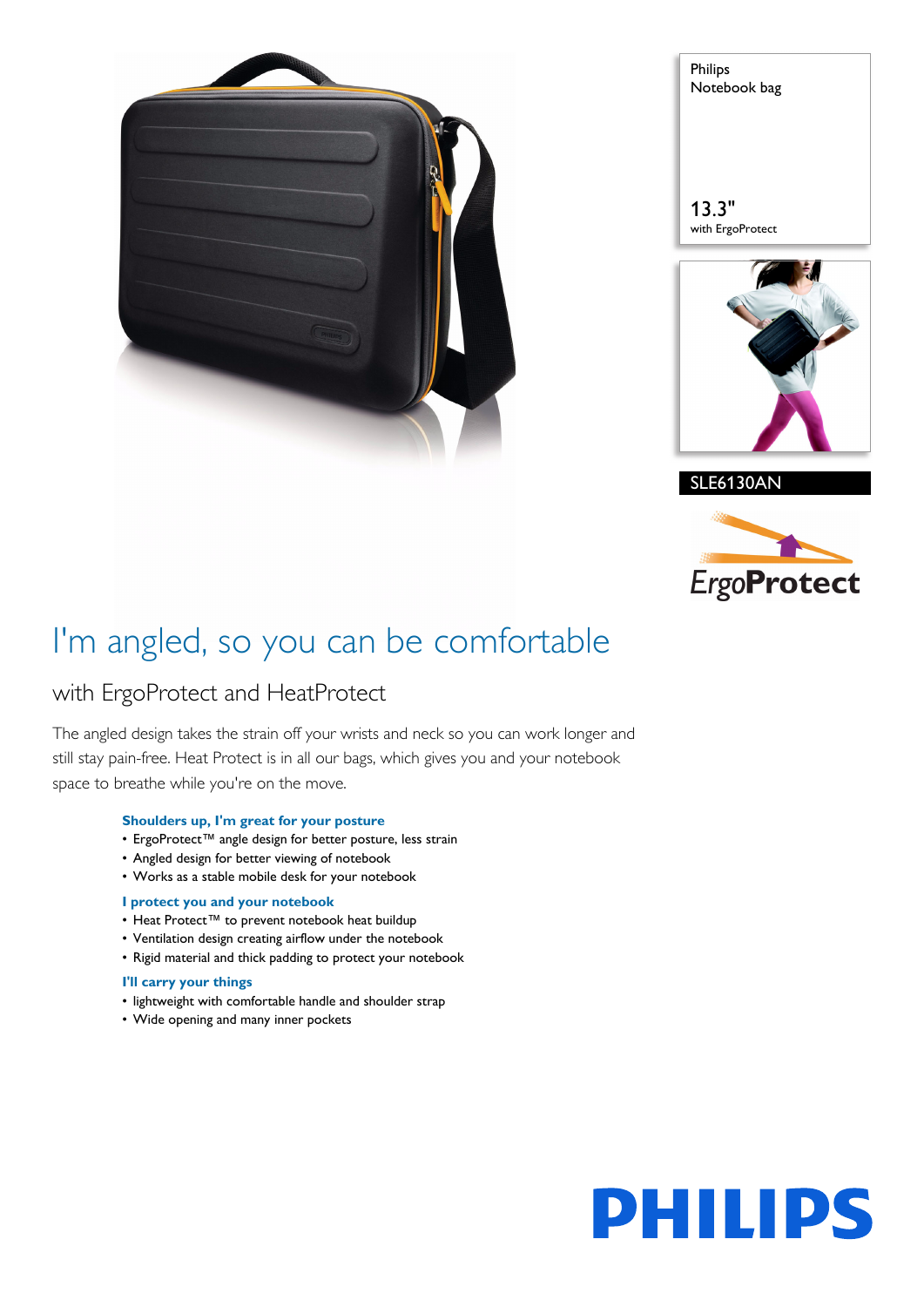Philips
Notebook bag

13.3"
with ErgoProtect

SLE6130AN

ErgoProtect

# I'm angled, so you can be comfortable

## with ErgoProtect and HeatProtect

The angled design takes the strain off your wrists and neck so you can work longer and still stay pain-free. Heat Protect is in all our bags, which gives you and your notebook space to breathe while you're on the move.

**Shoulders up, I'm great for your posture**

- ErgoProtect™ angle design for better posture, less strain
- Angled design for better viewing of notebook
- Works as a stable mobile desk for your notebook

**I protect you and your notebook**

- Heat Protect™ to prevent notebook heat buildup
- Ventilation design creating airflow under the notebook
- Rigid material and thick padding to protect your notebook

**I'll carry your things**

- lightweight with comfortable handle and shoulder strap
- Wide opening and many inner pockets

PHILIPS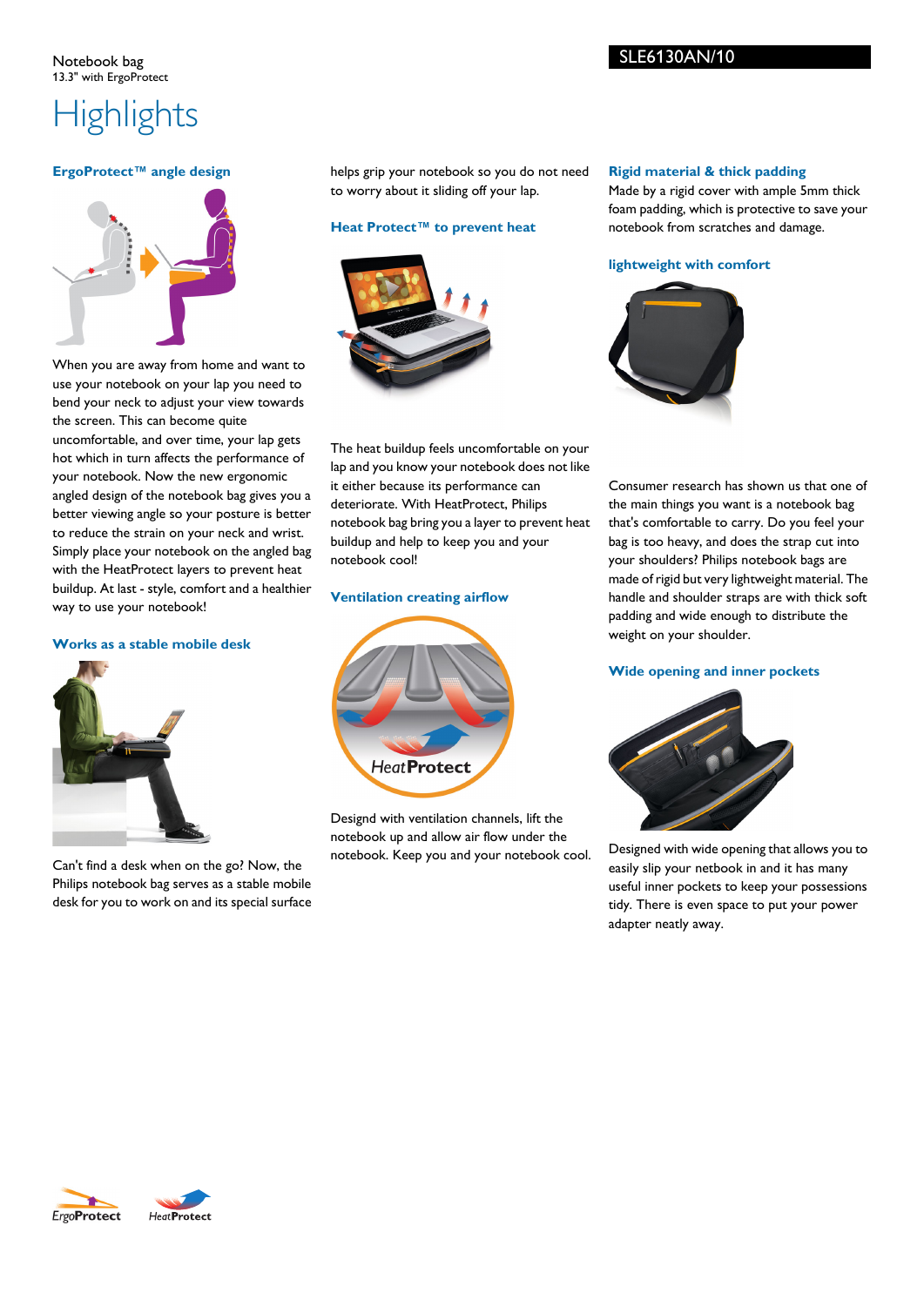Notebook bag
13.3" with ErgoProtect

SLE6130AN/10

# Highlights

### ErgoProtect™ angle design

When you are away from home and want to use your notebook on your lap you need to bend your neck to adjust your view towards the screen. This can become quite uncomfortable, and over time, your lap gets hot which in turn affects the performance of your notebook. Now the new ergonomic angled design of the notebook bag gives you a better viewing angle so your posture is better to reduce the strain on your neck and wrist. Simply place your notebook on the angled bag with the HeatProtect layers to prevent heat buildup. At last - style, comfort and a healthier way to use your notebook!

### Works as a stable mobile desk

Can't find a desk when on the go? Now, the Philips notebook bag serves as a stable mobile desk for you to work on and its special surface helps grip your notebook so you do not need to worry about it sliding off your lap.

### Heat Protect™ to prevent heat

The heat buildup feels uncomfortable on your lap and you know your notebook does not like it either because its performance can deteriorate. With HeatProtect, Philips notebook bag bring you a layer to prevent heat buildup and help to keep you and your notebook cool!

### Ventilation creating airflow

HeatProtect

Designd with ventilation channels, lift the notebook up and allow air flow under the notebook. Keep you and your notebook cool.

### Rigid material & thick padding

Made by a rigid cover with ample 5mm thick foam padding, which is protective to save your notebook from scratches and damage.

### lightweight with comfort

Consumer research has shown us that one of the main things you want is a notebook bag that's comfortable to carry. Do you feel your bag is too heavy, and does the strap cut into your shoulders? Philips notebook bags are made of rigid but very lightweight material. The handle and shoulder straps are with thick soft padding and wide enough to distribute the weight on your shoulder.

### Wide opening and inner pockets

Designed with wide opening that allows you to easily slip your netbook in and it has many useful inner pockets to keep your possessions tidy. There is even space to put your power adapter neatly away.

ErgoProtect HeatProtect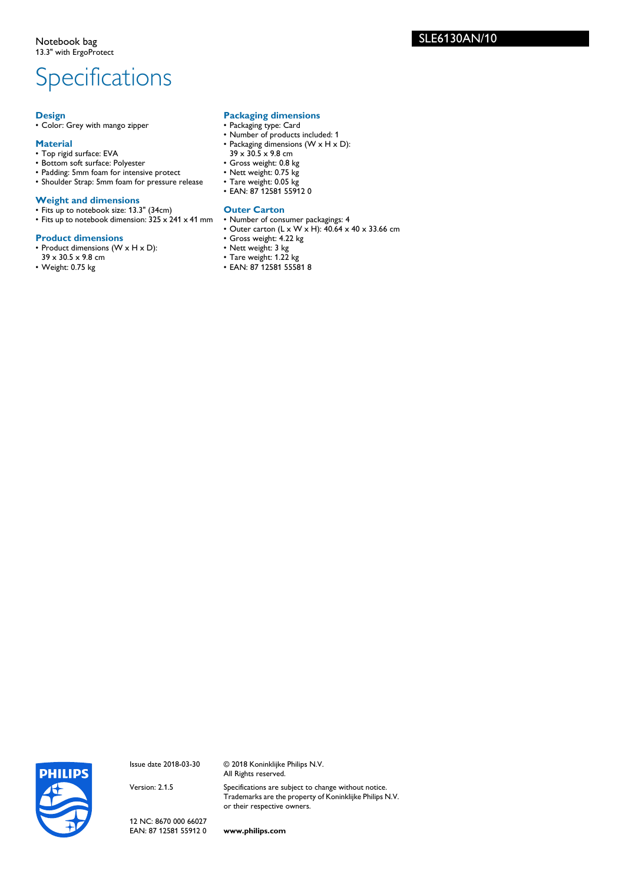Notebook bag
13.3" with ErgoProtect

SLE6130AN/10

# Specifications

### Design
- Color: Grey with mango zipper

### Material
- Top rigid surface: EVA
- Bottom soft surface: Polyester
- Padding: 5mm foam for intensive protect
- Shoulder Strap: 5mm foam for pressure release

### Weight and dimensions
- Fits up to notebook size: 13.3" (34cm)
- Fits up to notebook dimension: 325 x 241 x 41 mm

### Product dimensions
- Product dimensions (W x H x D): 39 x 30.5 x 9.8 cm
- Weight: 0.75 kg

### Packaging dimensions
- Packaging type: Card
- Number of products included: 1
- Packaging dimensions (W x H x D): 39 x 30.5 x 9.8 cm
- Gross weight: 0.8 kg
- Nett weight: 0.75 kg
- Tare weight: 0.05 kg
- EAN: 87 12581 55912 0

### Outer Carton
- Number of consumer packagings: 4
- Outer carton (L x W x H): 40.64 x 40 x 33.66 cm
- Gross weight: 4.22 kg
- Nett weight: 3 kg
- Tare weight: 1.22 kg
- EAN: 87 12581 55581 8

Issue date 2018-03-30

Version: 2.1.5

12 NC: 8670 000 66027
EAN: 87 12581 55912 0

© 2018 Koninklijke Philips N.V.
All Rights reserved.

Specifications are subject to change without notice. Trademarks are the property of Koninklijke Philips N.V. or their respective owners.

**www.philips.com**